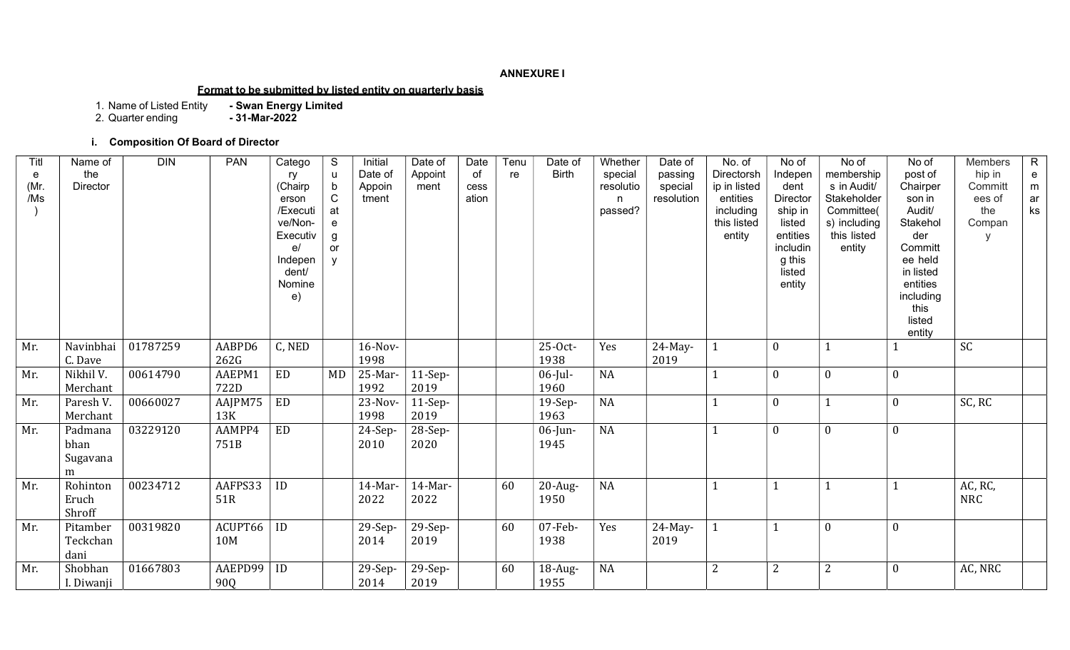**ANNEXURE I**

**Format to be submitted by listed entity on quarterly basis**

1. Name of Listed Entity **- Swan Energy Limited**
2. Quarter ending **- 31-Mar-2022**

### i. Composition Of Board of Director

| Title (Mr. /Ms) | Name of the Director | DIN | PAN | Category (Chairperson /Executive/Non-Executive/ Independent/ Nominee) | Sub Category | Initial Date of Appointment | Date of Appointment | Date of cessation | Tenure | Date of Birth | Whether special resolution passed? | Date of passing special resolution | No. of Directorship in listed entities including this listed entity | No of Independent Directorship in listed entities including this listed entity | No of memberships in Audit/ Stakeholder Committee(s) including this listed entity | No of post of Chairperson in Audit/ Stakeholder Committee held in listed entities including this listed entity | Membership in Committees of the Company | Remarks |
|---|---|---|---|---|---|---|---|---|---|---|---|---|---|---|---|---|---|---|
| Mr. | Navinbhai C. Dave | 01787259 | AABPD6262G | C, NED | | 16-Nov-1998 | | | | 25-Oct-1938 | Yes | 24-May-2019 | 1 | 0 | 1 | 1 | SC | |
| Mr. | Nikhil V. Merchant | 00614790 | AAEPM1722D | ED | MD | 25-Mar-1992 | 11-Sep-2019 | | | 06-Jul-1960 | NA | | 1 | 0 | 0 | 0 | | |
| Mr. | Paresh V. Merchant | 00660027 | AAJPM7513K | ED | | 23-Nov-1998 | 11-Sep-2019 | | | 19-Sep-1963 | NA | | 1 | 0 | 1 | 0 | SC, RC | |
| Mr. | Padmanabhan Sugavanam | 03229120 | AAMPP4751B | ED | | 24-Sep-2010 | 28-Sep-2020 | | | 06-Jun-1945 | NA | | 1 | 0 | 0 | 0 | | |
| Mr. | Rohinton Eruch Shroff | 00234712 | AAFPS3351R | ID | | 14-Mar-2022 | 14-Mar-2022 | | 60 | 20-Aug-1950 | NA | | 1 | 1 | 1 | 1 | AC, RC, NRC | |
| Mr. | Pitamber Teckchandani | 00319820 | ACUPT6610M | ID | | 29-Sep-2014 | 29-Sep-2019 | | 60 | 07-Feb-1938 | Yes | 24-May-2019 | 1 | 1 | 0 | 0 | | |
| Mr. | Shobhan I. Diwanji | 01667803 | AAEPD9990Q | ID | | 29-Sep-2014 | 29-Sep-2019 | | 60 | 18-Aug-1955 | NA | | 2 | 2 | 2 | 0 | AC, NRC | |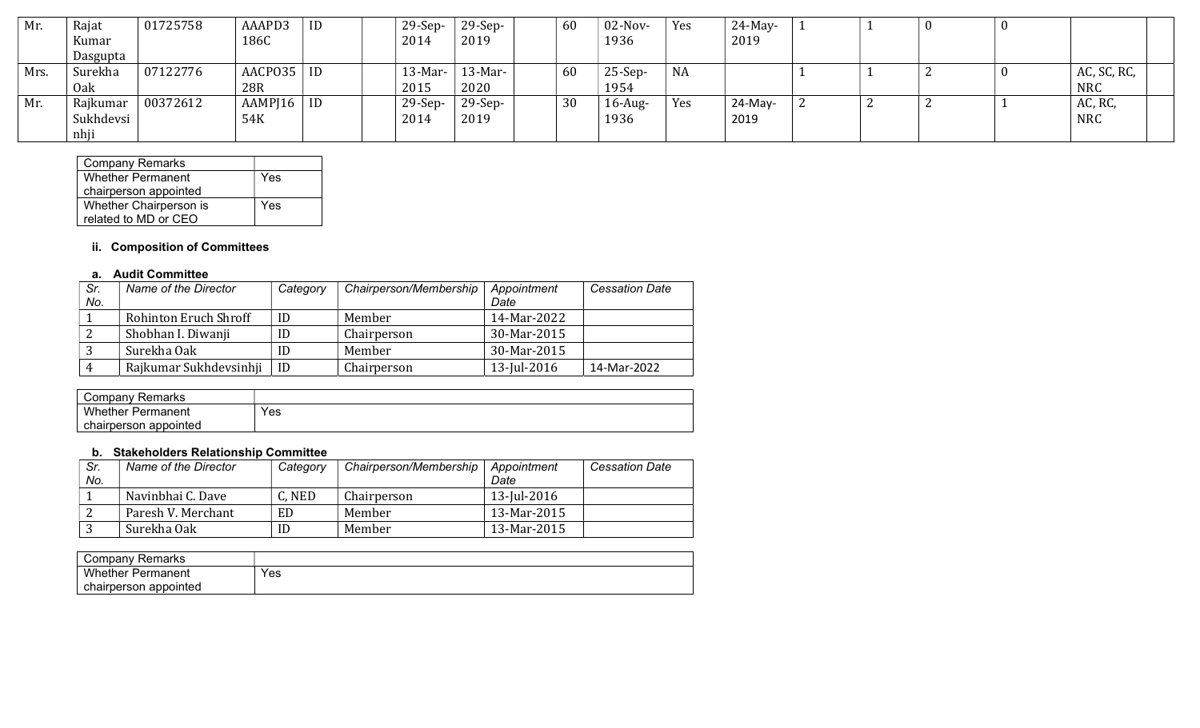| Mr. | Rajat Kumar Dasgupta | 01725758 | AAAPD3186C | ID | | 29-Sep-2014 | 29-Sep-2019 | | 60 | 02-Nov-1936 | Yes | 24-May-2019 | 1 | 1 | 0 | 0 | | |
|---|---|---|---|---|---|---|---|---|---|---|---|---|---|---|---|---|---|---|
| Mrs. | Surekha Oak | 07122776 | AACPO3528R | ID | | 13-Mar-2015 | 13-Mar-2020 | | 60 | 25-Sep-1954 | NA | | 1 | 1 | 2 | 0 | AC, SC, RC, NRC | |
| Mr. | Rajkumar Sukhdevsinhji | 00372612 | AAMPJ1654K | ID | | 29-Sep-2014 | 29-Sep-2019 | | 30 | 16-Aug-1936 | Yes | 24-May-2019 | 2 | 2 | 2 | 1 | AC, RC, NRC | |

| Company Remarks | |
|---|---|
| Whether Permanent chairperson appointed | Yes |
| Whether Chairperson is related to MD or CEO | Yes |

#### ii. Composition of Committees

##### a. Audit Committee

| Sr. No. | Name of the Director | Category | Chairperson/Membership | Appointment Date | Cessation Date |
|---|---|---|---|---|---|
| 1 | Rohinton Eruch Shroff | ID | Member | 14-Mar-2022 | |
| 2 | Shobhan I. Diwanji | ID | Chairperson | 30-Mar-2015 | |
| 3 | Surekha Oak | ID | Member | 30-Mar-2015 | |
| 4 | Rajkumar Sukhdevsinhji | ID | Chairperson | 13-Jul-2016 | 14-Mar-2022 |

| Company Remarks | |
|---|---|
| Whether Permanent chairperson appointed | Yes |

##### b. Stakeholders Relationship Committee

| Sr. No. | Name of the Director | Category | Chairperson/Membership | Appointment Date | Cessation Date |
|---|---|---|---|---|---|
| 1 | Navinbhai C. Dave | C, NED | Chairperson | 13-Jul-2016 | |
| 2 | Paresh V. Merchant | ED | Member | 13-Mar-2015 | |
| 3 | Surekha Oak | ID | Member | 13-Mar-2015 | |

| Company Remarks | |
|---|---|
| Whether Permanent chairperson appointed | Yes |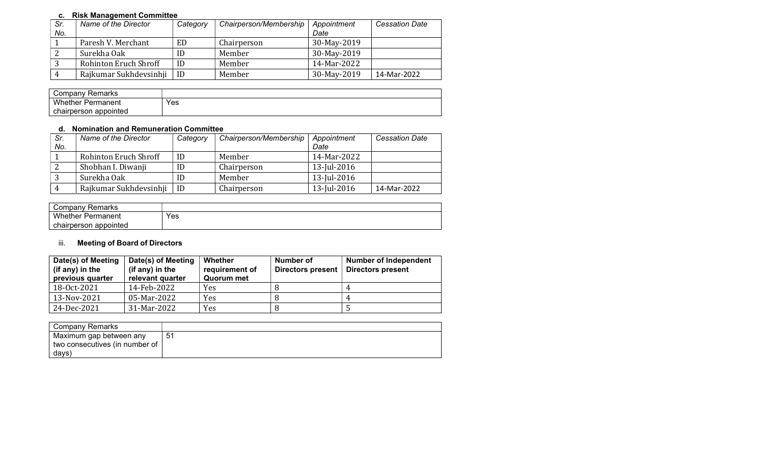### c. Risk Management Committee

| *Sr. No.* | *Name of the Director* | *Category* | *Chairperson/Membership* | *Appointment Date* | *Cessation Date* |
|---|---|---|---|---|---|
| 1 | Paresh V. Merchant | ED | Chairperson | 30-May-2019 | |
| 2 | Surekha Oak | ID | Member | 30-May-2019 | |
| 3 | Rohinton Eruch Shroff | ID | Member | 14-Mar-2022 | |
| 4 | Rajkumar Sukhdevsinhji | ID | Member | 30-May-2019 | 14-Mar-2022 |

| Company Remarks | |
|---|---|
| Whether Permanent chairperson appointed | Yes |

### d. Nomination and Remuneration Committee

| *Sr. No.* | *Name of the Director* | *Category* | *Chairperson/Membership* | *Appointment Date* | *Cessation Date* |
|---|---|---|---|---|---|
| 1 | Rohinton Eruch Shroff | ID | Member | 14-Mar-2022 | |
| 2 | Shobhan I. Diwanji | ID | Chairperson | 13-Jul-2016 | |
| 3 | Surekha Oak | ID | Member | 13-Jul-2016 | |
| 4 | Rajkumar Sukhdevsinhji | ID | Chairperson | 13-Jul-2016 | 14-Mar-2022 |

| Company Remarks | |
|---|---|
| Whether Permanent chairperson appointed | Yes |

### iii. Meeting of Board of Directors

| **Date(s) of Meeting (if any) in the previous quarter** | **Date(s) of Meeting (if any) in the relevant quarter** | **Whether requirement of Quorum met** | **Number of Directors present** | **Number of Independent Directors present** |
|---|---|---|---|---|
| 18-Oct-2021 | 14-Feb-2022 | Yes | 8 | 4 |
| 13-Nov-2021 | 05-Mar-2022 | Yes | 8 | 4 |
| 24-Dec-2021 | 31-Mar-2022 | Yes | 8 | 5 |

| Company Remarks | |
|---|---|
| Maximum gap between any two consecutives (in number of days) | 51 |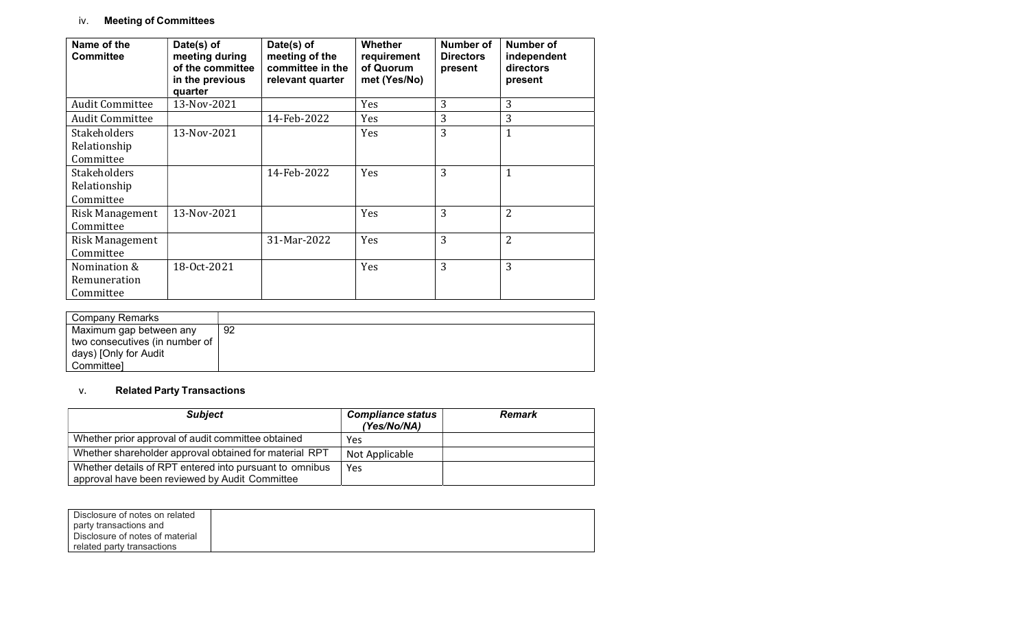### iv. Meeting of Committees

| Name of the Committee | Date(s) of meeting during of the committee in the previous quarter | Date(s) of meeting of the committee in the relevant quarter | Whether requirement of Quorum met (Yes/No) | Number of Directors present | Number of independent directors present |
|---|---|---|---|---|---|
| Audit Committee | 13-Nov-2021 | | Yes | 3 | 3 |
| Audit Committee | | 14-Feb-2022 | Yes | 3 | 3 |
| Stakeholders Relationship Committee | 13-Nov-2021 | | Yes | 3 | 1 |
| Stakeholders Relationship Committee | | 14-Feb-2022 | Yes | 3 | 1 |
| Risk Management Committee | 13-Nov-2021 | | Yes | 3 | 2 |
| Risk Management Committee | | 31-Mar-2022 | Yes | 3 | 2 |
| Nomination & Remuneration Committee | 18-Oct-2021 | | Yes | 3 | 3 |

| Company Remarks | |
|---|---|
| Maximum gap between any two consecutives (in number of days) [Only for Audit Committee] | 92 |

### v. Related Party Transactions

| *Subject* | *Compliance status (Yes/No/NA)* | *Remark* |
|---|---|---|
| Whether prior approval of audit committee obtained | Yes | |
| Whether shareholder approval obtained for material RPT | Not Applicable | |
| Whether details of RPT entered into pursuant to omnibus approval have been reviewed by Audit Committee | Yes | |

| Disclosure of notes on related party transactions and Disclosure of notes of material related party transactions | |
|---|---|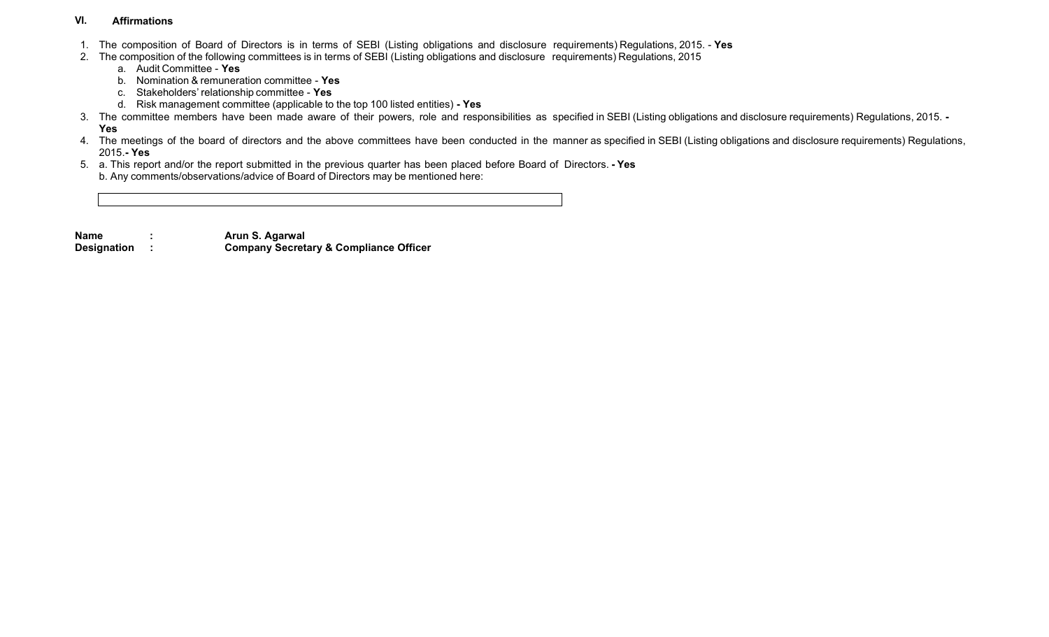## VI. Affirmations

1. The composition of Board of Directors is in terms of SEBI (Listing obligations and disclosure requirements) Regulations, 2015. - **Yes**
2. The composition of the following committees is in terms of SEBI (Listing obligations and disclosure requirements) Regulations, 2015
   a. Audit Committee - **Yes**
   b. Nomination & remuneration committee - **Yes**
   c. Stakeholders' relationship committee - **Yes**
   d. Risk management committee (applicable to the top 100 listed entities) **- Yes**
3. The committee members have been made aware of their powers, role and responsibilities as specified in SEBI (Listing obligations and disclosure requirements) Regulations, 2015. **- Yes**
4. The meetings of the board of directors and the above committees have been conducted in the manner as specified in SEBI (Listing obligations and disclosure requirements) Regulations, 2015.**- Yes**
5. a. This report and/or the report submitted in the previous quarter has been placed before Board of Directors. **- Yes**
   b. Any comments/observations/advice of Board of Directors may be mentioned here:

| |
|---|
| |

**Name :** **Arun S. Agarwal**
**Designation :** **Company Secretary & Compliance Officer**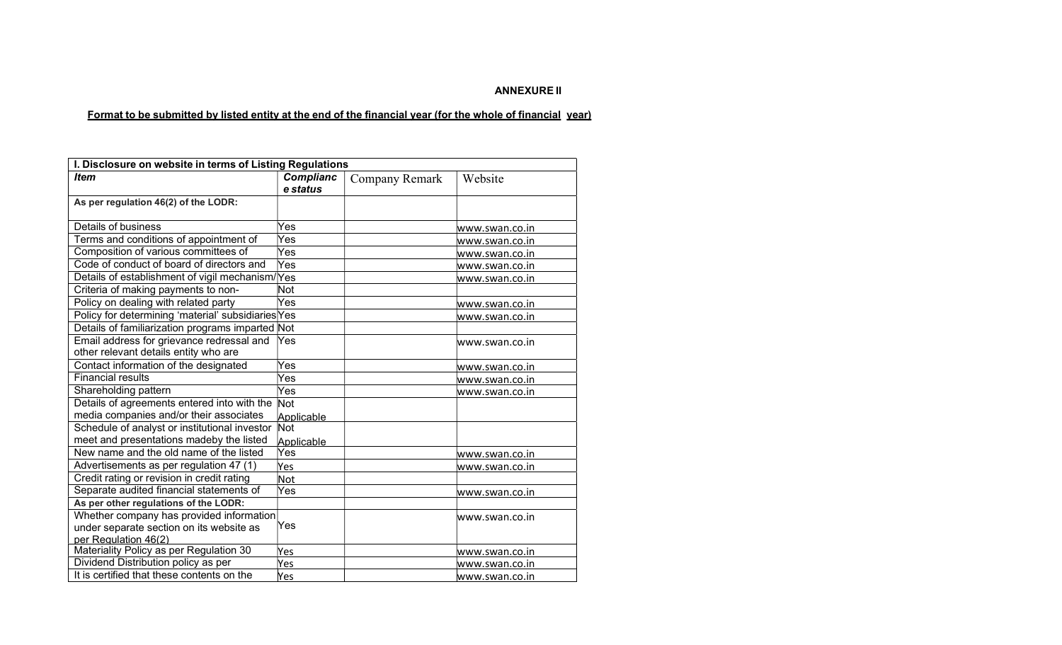**ANNEXURE II**

**Format to be submitted by listed entity at the end of the financial year (for the whole of financial year)**

| I. Disclosure on website in terms of Listing Regulations | | | |
|---|---|---|---|
| ***Item*** | ***Compliance status*** | Company Remark | Website |
| **As per regulation 46(2) of the LODR:** | | | |
| Details of business | Yes | | www.swan.co.in |
| Terms and conditions of appointment of | Yes | | www.swan.co.in |
| Composition of various committees of | Yes | | www.swan.co.in |
| Code of conduct of board of directors and | Yes | | www.swan.co.in |
| Details of establishment of vigil mechanism/ | Yes | | www.swan.co.in |
| Criteria of making payments to non- | Not | | |
| Policy on dealing with related party | Yes | | www.swan.co.in |
| Policy for determining 'material' subsidiaries | Yes | | www.swan.co.in |
| Details of familiarization programs imparted | Not | | |
| Email address for grievance redressal and other relevant details entity who are | Yes | | www.swan.co.in |
| Contact information of the designated | Yes | | www.swan.co.in |
| Financial results | Yes | | www.swan.co.in |
| Shareholding pattern | Yes | | www.swan.co.in |
| Details of agreements entered into with the media companies and/or their associates | Not Applicable | | |
| Schedule of analyst or institutional investor meet and presentations madeby the listed | Not Applicable | | |
| New name and the old name of the listed | Yes | | www.swan.co.in |
| Advertisements as per regulation 47 (1) | Yes | | www.swan.co.in |
| Credit rating or revision in credit rating | Not | | |
| Separate audited financial statements of | Yes | | www.swan.co.in |
| **As per other regulations of the LODR:** | | | |
| Whether company has provided information under separate section on its website as per Regulation 46(2) | Yes | | www.swan.co.in |
| Materiality Policy as per Regulation 30 | Yes | | www.swan.co.in |
| Dividend Distribution policy as per | Yes | | www.swan.co.in |
| It is certified that these contents on the | Yes | | www.swan.co.in |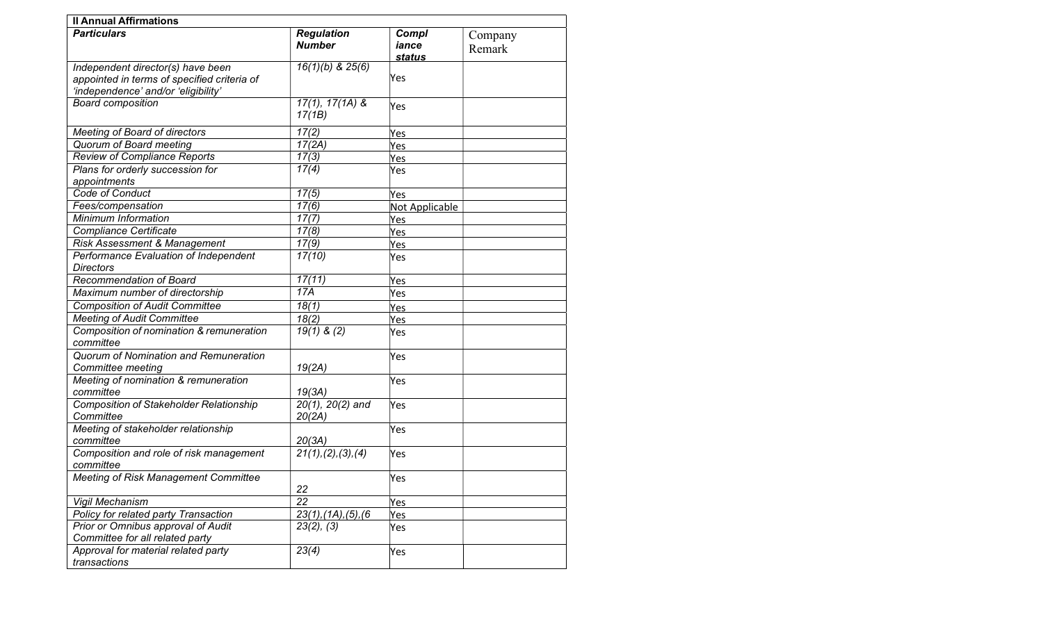| II Annual Affirmations | | | |
|---|---|---|---|
| ***Particulars*** | ***Regulation Number*** | ***Compliance status*** | Company Remark |
| *Independent director(s) have been appointed in terms of specified criteria of 'independence' and/or 'eligibility'* | *16(1)(b) & 25(6)* | Yes | |
| *Board composition* | *17(1), 17(1A) & 17(1B)* | Yes | |
| *Meeting of Board of directors* | *17(2)* | Yes | |
| *Quorum of Board meeting* | *17(2A)* | Yes | |
| *Review of Compliance Reports* | *17(3)* | Yes | |
| *Plans for orderly succession for appointments* | *17(4)* | Yes | |
| *Code of Conduct* | *17(5)* | Yes | |
| *Fees/compensation* | *17(6)* | Not Applicable | |
| *Minimum Information* | *17(7)* | Yes | |
| *Compliance Certificate* | *17(8)* | Yes | |
| *Risk Assessment & Management* | *17(9)* | Yes | |
| *Performance Evaluation of Independent Directors* | *17(10)* | Yes | |
| *Recommendation of Board* | *17(11)* | Yes | |
| *Maximum number of directorship* | *17A* | Yes | |
| *Composition of Audit Committee* | *18(1)* | Yes | |
| *Meeting of Audit Committee* | *18(2)* | Yes | |
| *Composition of nomination & remuneration committee* | *19(1) & (2)* | Yes | |
| *Quorum of Nomination and Remuneration Committee meeting* | *19(2A)* | Yes | |
| *Meeting of nomination & remuneration committee* | *19(3A)* | Yes | |
| *Composition of Stakeholder Relationship Committee* | *20(1), 20(2) and 20(2A)* | Yes | |
| *Meeting of stakeholder relationship committee* | *20(3A)* | Yes | |
| *Composition and role of risk management committee* | *21(1),(2),(3),(4)* | Yes | |
| *Meeting of Risk Management Committee* | *22* | Yes | |
| *Vigil Mechanism* | *22* | Yes | |
| *Policy for related party Transaction* | *23(1),(1A),(5),(6* | Yes | |
| *Prior or Omnibus approval of Audit Committee for all related party* | *23(2), (3)* | Yes | |
| *Approval for material related party transactions* | *23(4)* | Yes | |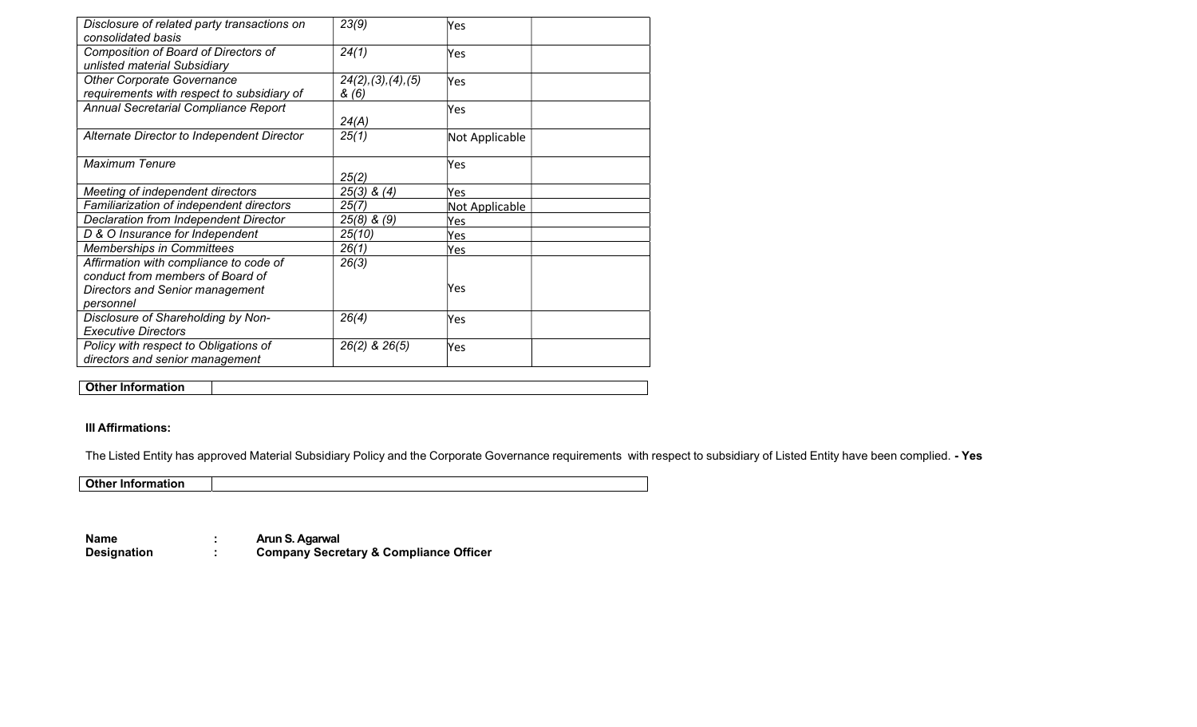| | | | |
|---|---|---|---|
| *Disclosure of related party transactions on consolidated basis* | *23(9)* | Yes | |
| *Composition of Board of Directors of unlisted material Subsidiary* | *24(1)* | Yes | |
| *Other Corporate Governance requirements with respect to subsidiary of* | *24(2),(3),(4),(5) & (6)* | Yes | |
| *Annual Secretarial Compliance Report* | *24(A)* | Yes | |
| *Alternate Director to Independent Director* | *25(1)* | Not Applicable | |
| *Maximum Tenure* | *25(2)* | Yes | |
| *Meeting of independent directors* | *25(3) & (4)* | Yes | |
| *Familiarization of independent directors* | *25(7)* | Not Applicable | |
| *Declaration from Independent Director* | *25(8) & (9)* | Yes | |
| *D & O Insurance for Independent* | *25(10)* | Yes | |
| *Memberships in Committees* | *26(1)* | Yes | |
| *Affirmation with compliance to code of conduct from members of Board of Directors and Senior management personnel* | *26(3)* | Yes | |
| *Disclosure of Shareholding by Non-Executive Directors* | *26(4)* | Yes | |
| *Policy with respect to Obligations of directors and senior management* | *26(2) & 26(5)* | Yes | |

| **Other Information** | |
|---|---|

**III Affirmations:**

The Listed Entity has approved Material Subsidiary Policy and the Corporate Governance requirements with respect to subsidiary of Listed Entity have been complied. **- Yes**

| **Other Information** | |
|---|---|

**Name** : **Arun S. Agarwal**

**Designation** : **Company Secretary & Compliance Officer**